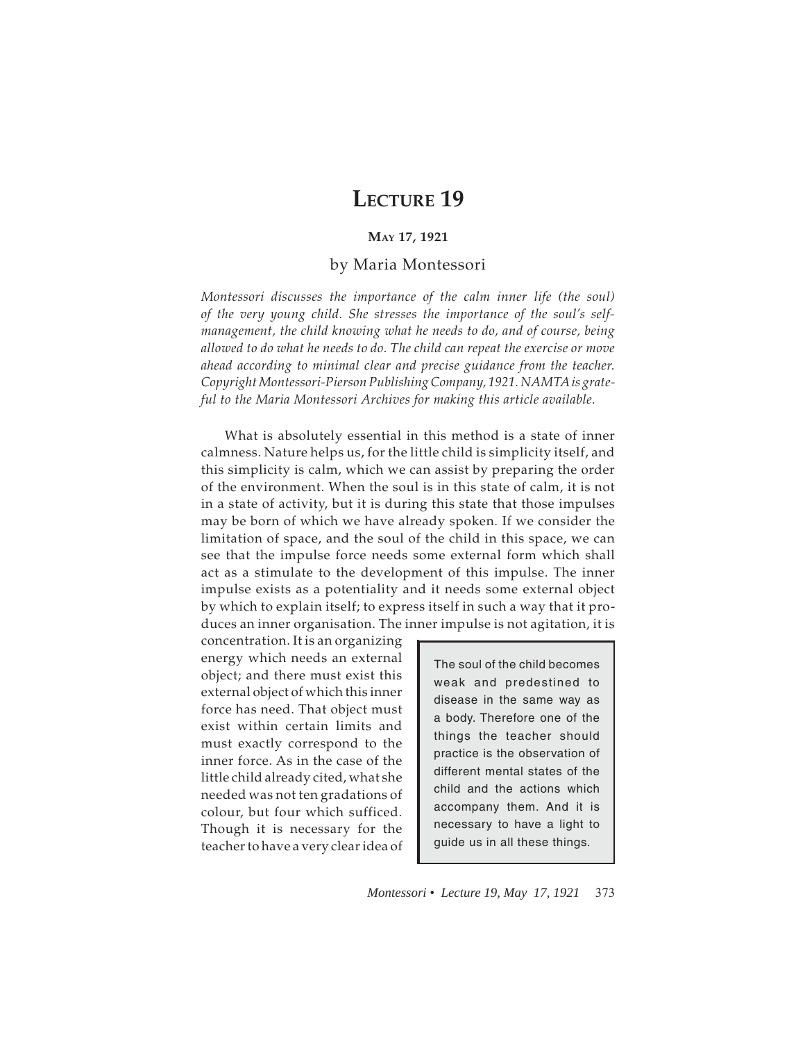# Lecture 19

**May 17, 1921**

by Maria Montessori

*Montessori discusses the importance of the calm inner life (the soul) of the very young child. She stresses the importance of the soul's self-management, the child knowing what he needs to do, and of course, being allowed to do what he needs to do. The child can repeat the exercise or move ahead according to minimal clear and precise guidance from the teacher. Copyright Montessori-Pierson Publishing Company, 1921. NAMTA is grateful to the Maria Montessori Archives for making this article available.*

What is absolutely essential in this method is a state of inner calmness. Nature helps us, for the little child is simplicity itself, and this simplicity is calm, which we can assist by preparing the order of the environment. When the soul is in this state of calm, it is not in a state of activity, but it is during this state that those impulses may be born of which we have already spoken. If we consider the limitation of space, and the soul of the child in this space, we can see that the impulse force needs some external form which shall act as a stimulate to the development of this impulse. The inner impulse exists as a potentiality and it needs some external object by which to explain itself; to express itself in such a way that it produces an inner organisation. The inner impulse is not agitation, it is concentration. It is an organizing energy which needs an external object; and there must exist this external object of which this inner force has need. That object must exist within certain limits and must exactly correspond to the inner force. As in the case of the little child already cited, what she needed was not ten gradations of colour, but four which sufficed. Though it is necessary for the teacher to have a very clear idea of

> The soul of the child becomes weak and predestined to disease in the same way as a body. Therefore one of the things the teacher should practice is the observation of different mental states of the child and the actions which accompany them. And it is necessary to have a light to guide us in all these things.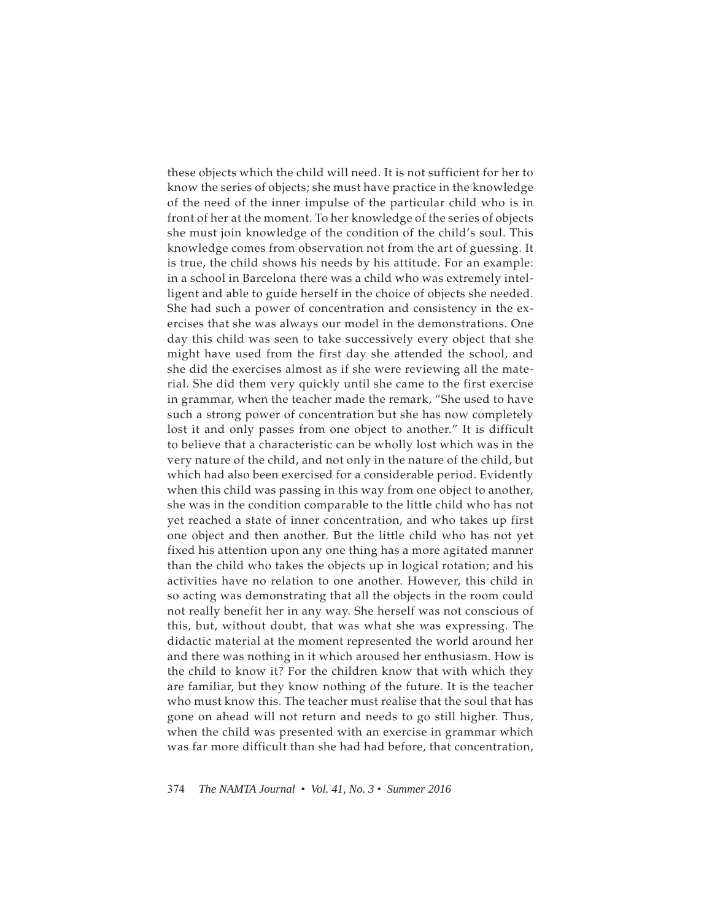these objects which the child will need. It is not sufficient for her to know the series of objects; she must have practice in the knowledge of the need of the inner impulse of the particular child who is in front of her at the moment. To her knowledge of the series of objects she must join knowledge of the condition of the child's soul. This knowledge comes from observation not from the art of guessing. It is true, the child shows his needs by his attitude. For an example: in a school in Barcelona there was a child who was extremely intelligent and able to guide herself in the choice of objects she needed. She had such a power of concentration and consistency in the exercises that she was always our model in the demonstrations. One day this child was seen to take successively every object that she might have used from the first day she attended the school, and she did the exercises almost as if she were reviewing all the material. She did them very quickly until she came to the first exercise in grammar, when the teacher made the remark, "She used to have such a strong power of concentration but she has now completely lost it and only passes from one object to another." It is difficult to believe that a characteristic can be wholly lost which was in the very nature of the child, and not only in the nature of the child, but which had also been exercised for a considerable period. Evidently when this child was passing in this way from one object to another, she was in the condition comparable to the little child who has not yet reached a state of inner concentration, and who takes up first one object and then another. But the little child who has not yet fixed his attention upon any one thing has a more agitated manner than the child who takes the objects up in logical rotation; and his activities have no relation to one another. However, this child in so acting was demonstrating that all the objects in the room could not really benefit her in any way. She herself was not conscious of this, but, without doubt, that was what she was expressing. The didactic material at the moment represented the world around her and there was nothing in it which aroused her enthusiasm. How is the child to know it? For the children know that with which they are familiar, but they know nothing of the future. It is the teacher who must know this. The teacher must realise that the soul that has gone on ahead will not return and needs to go still higher. Thus, when the child was presented with an exercise in grammar which was far more difficult than she had had before, that concentration,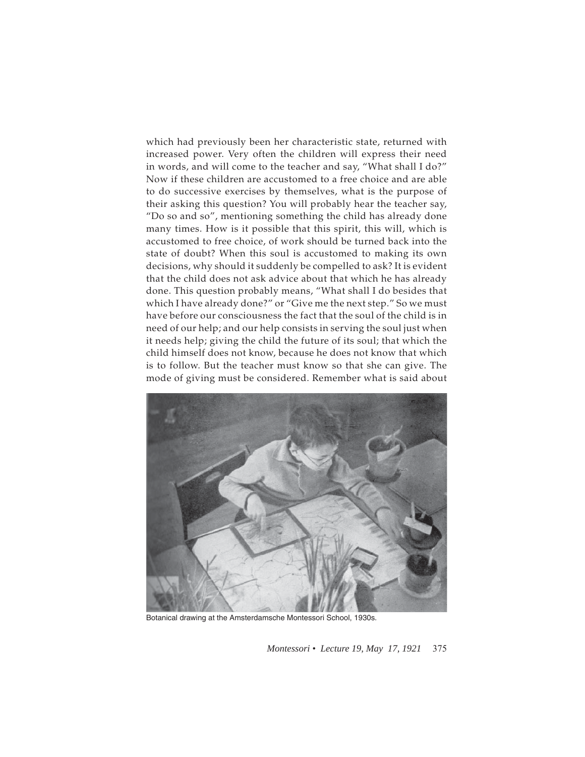which had previously been her characteristic state, returned with increased power. Very often the children will express their need in words, and will come to the teacher and say, "What shall I do?" Now if these children are accustomed to a free choice and are able to do successive exercises by themselves, what is the purpose of their asking this question? You will probably hear the teacher say, "Do so and so", mentioning something the child has already done many times. How is it possible that this spirit, this will, which is accustomed to free choice, of work should be turned back into the state of doubt? When this soul is accustomed to making its own decisions, why should it suddenly be compelled to ask? It is evident that the child does not ask advice about that which he has already done. This question probably means, "What shall I do besides that which I have already done?" or "Give me the next step." So we must have before our consciousness the fact that the soul of the child is in need of our help; and our help consists in serving the soul just when it needs help; giving the child the future of its soul; that which the child himself does not know, because he does not know that which is to follow. But the teacher must know so that she can give. The mode of giving must be considered. Remember what is said about

Botanical drawing at the Amsterdamsche Montessori School, 1930s.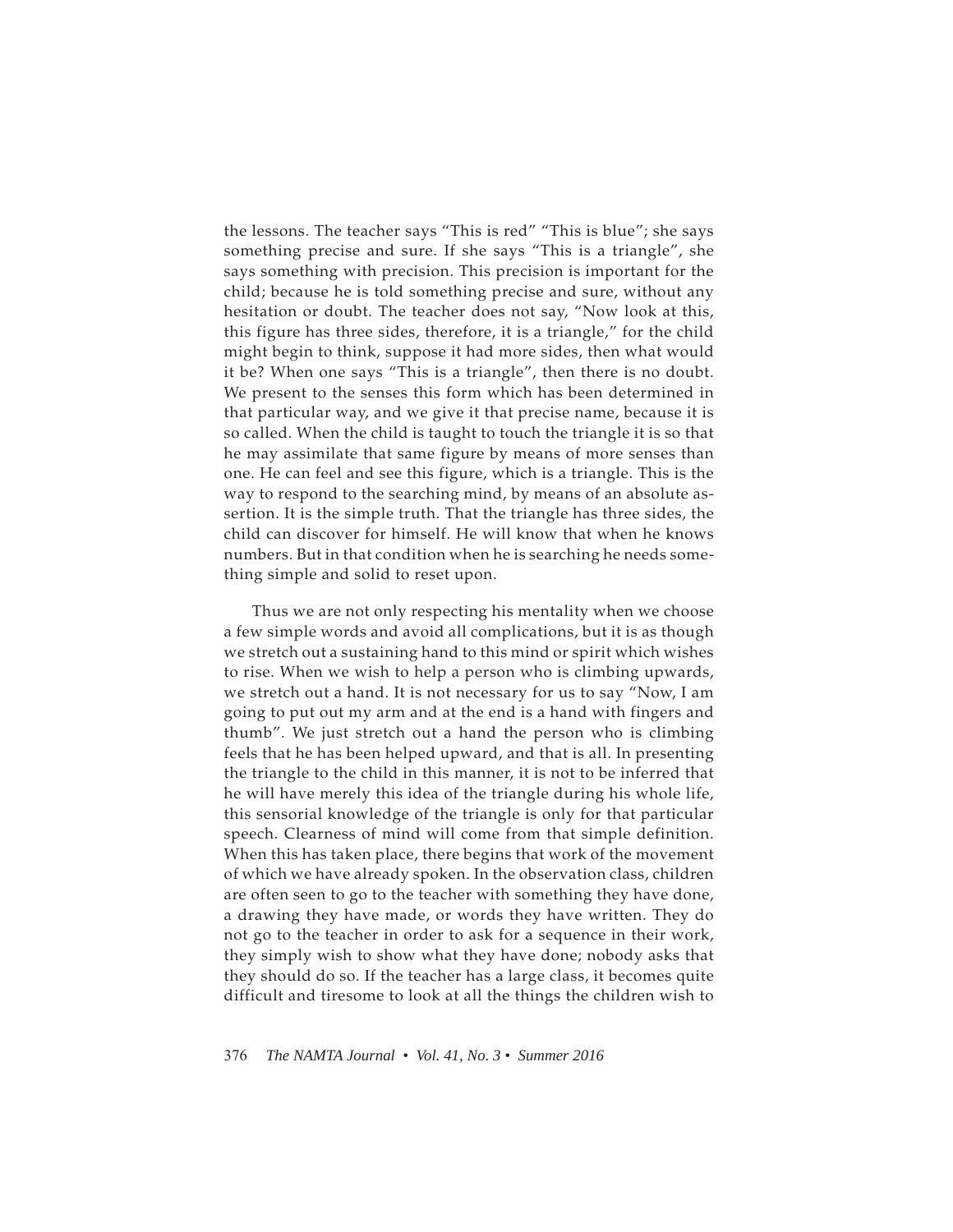the lessons. The teacher says "This is red" "This is blue"; she says something precise and sure. If she says "This is a triangle", she says something with precision. This precision is important for the child; because he is told something precise and sure, without any hesitation or doubt. The teacher does not say, "Now look at this, this figure has three sides, therefore, it is a triangle," for the child might begin to think, suppose it had more sides, then what would it be? When one says "This is a triangle", then there is no doubt. We present to the senses this form which has been determined in that particular way, and we give it that precise name, because it is so called. When the child is taught to touch the triangle it is so that he may assimilate that same figure by means of more senses than one. He can feel and see this figure, which is a triangle. This is the way to respond to the searching mind, by means of an absolute assertion. It is the simple truth. That the triangle has three sides, the child can discover for himself. He will know that when he knows numbers. But in that condition when he is searching he needs something simple and solid to reset upon.

Thus we are not only respecting his mentality when we choose a few simple words and avoid all complications, but it is as though we stretch out a sustaining hand to this mind or spirit which wishes to rise. When we wish to help a person who is climbing upwards, we stretch out a hand. It is not necessary for us to say "Now, I am going to put out my arm and at the end is a hand with fingers and thumb". We just stretch out a hand the person who is climbing feels that he has been helped upward, and that is all. In presenting the triangle to the child in this manner, it is not to be inferred that he will have merely this idea of the triangle during his whole life, this sensorial knowledge of the triangle is only for that particular speech. Clearness of mind will come from that simple definition. When this has taken place, there begins that work of the movement of which we have already spoken. In the observation class, children are often seen to go to the teacher with something they have done, a drawing they have made, or words they have written. They do not go to the teacher in order to ask for a sequence in their work, they simply wish to show what they have done; nobody asks that they should do so. If the teacher has a large class, it becomes quite difficult and tiresome to look at all the things the children wish to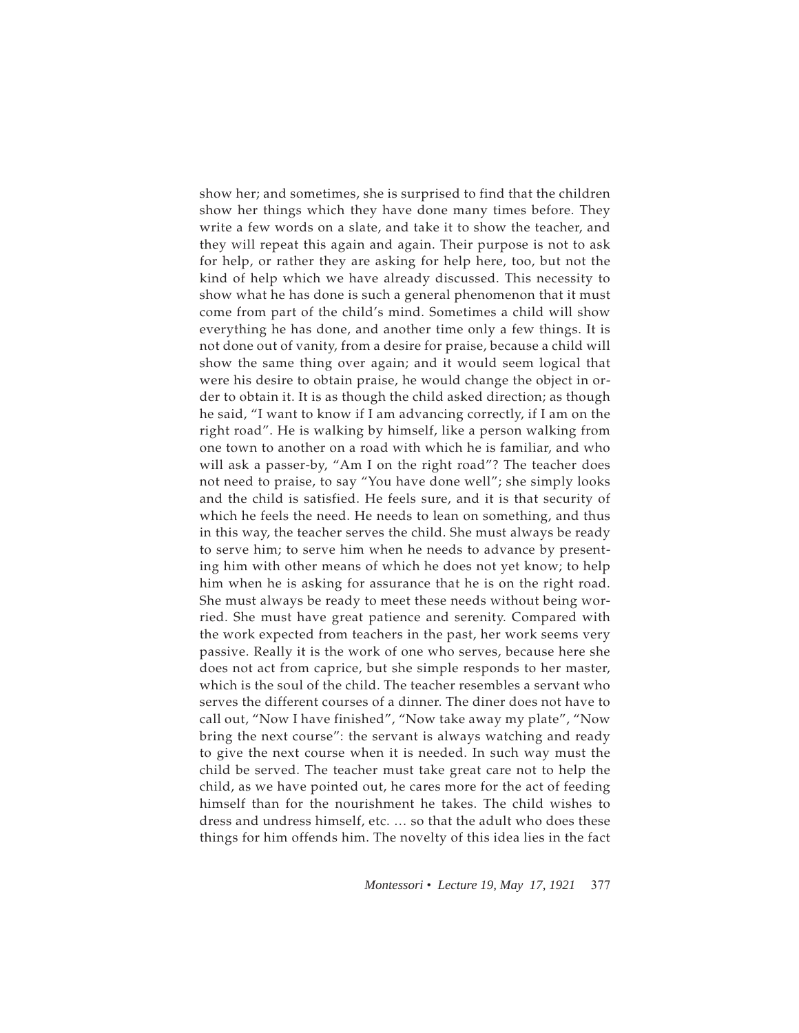show her; and sometimes, she is surprised to find that the children show her things which they have done many times before. They write a few words on a slate, and take it to show the teacher, and they will repeat this again and again. Their purpose is not to ask for help, or rather they are asking for help here, too, but not the kind of help which we have already discussed. This necessity to show what he has done is such a general phenomenon that it must come from part of the child's mind. Sometimes a child will show everything he has done, and another time only a few things. It is not done out of vanity, from a desire for praise, because a child will show the same thing over again; and it would seem logical that were his desire to obtain praise, he would change the object in order to obtain it. It is as though the child asked direction; as though he said, "I want to know if I am advancing correctly, if I am on the right road". He is walking by himself, like a person walking from one town to another on a road with which he is familiar, and who will ask a passer-by, "Am I on the right road"? The teacher does not need to praise, to say "You have done well"; she simply looks and the child is satisfied. He feels sure, and it is that security of which he feels the need. He needs to lean on something, and thus in this way, the teacher serves the child. She must always be ready to serve him; to serve him when he needs to advance by presenting him with other means of which he does not yet know; to help him when he is asking for assurance that he is on the right road. She must always be ready to meet these needs without being worried. She must have great patience and serenity. Compared with the work expected from teachers in the past, her work seems very passive. Really it is the work of one who serves, because here she does not act from caprice, but she simple responds to her master, which is the soul of the child. The teacher resembles a servant who serves the different courses of a dinner. The diner does not have to call out, "Now I have finished", "Now take away my plate", "Now bring the next course": the servant is always watching and ready to give the next course when it is needed. In such way must the child be served. The teacher must take great care not to help the child, as we have pointed out, he cares more for the act of feeding himself than for the nourishment he takes. The child wishes to dress and undress himself, etc. … so that the adult who does these things for him offends him. The novelty of this idea lies in the fact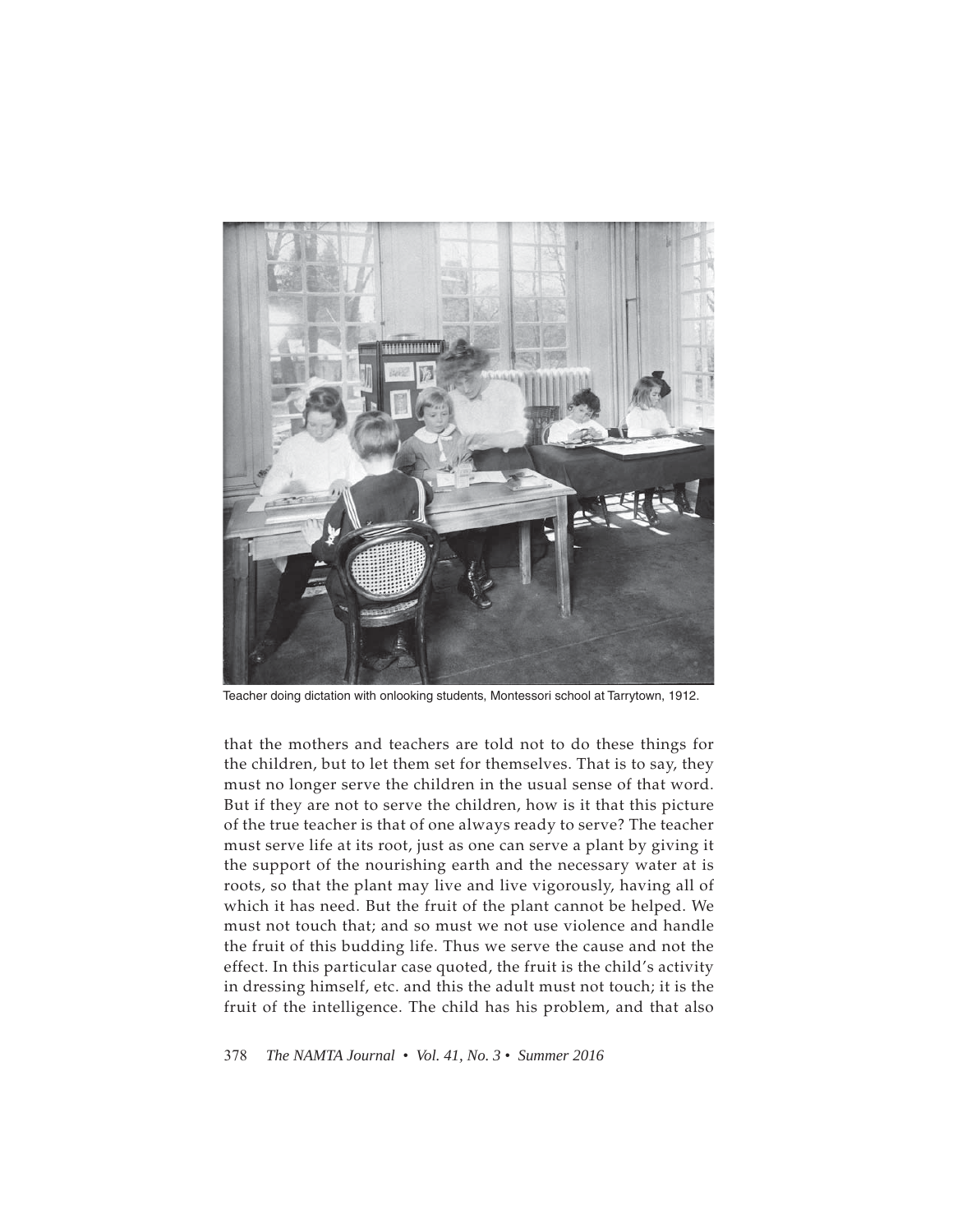Teacher doing dictation with onlooking students, Montessori school at Tarrytown, 1912.

that the mothers and teachers are told not to do these things for the children, but to let them set for themselves. That is to say, they must no longer serve the children in the usual sense of that word. But if they are not to serve the children, how is it that this picture of the true teacher is that of one always ready to serve? The teacher must serve life at its root, just as one can serve a plant by giving it the support of the nourishing earth and the necessary water at is roots, so that the plant may live and live vigorously, having all of which it has need. But the fruit of the plant cannot be helped. We must not touch that; and so must we not use violence and handle the fruit of this budding life. Thus we serve the cause and not the effect. In this particular case quoted, the fruit is the child's activity in dressing himself, etc. and this the adult must not touch; it is the fruit of the intelligence. The child has his problem, and that also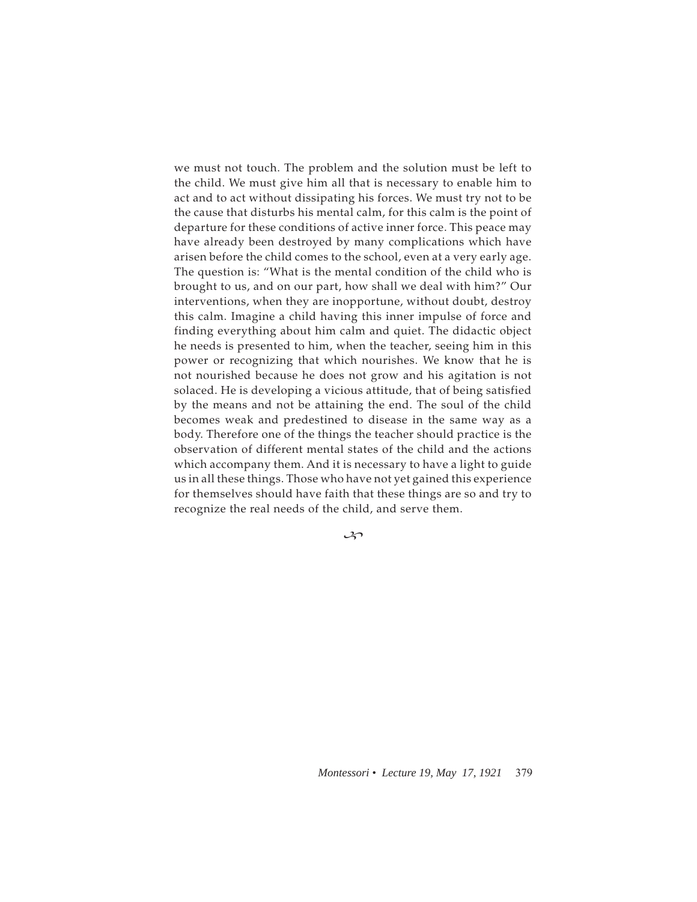we must not touch. The problem and the solution must be left to the child. We must give him all that is necessary to enable him to act and to act without dissipating his forces. We must try not to be the cause that disturbs his mental calm, for this calm is the point of departure for these conditions of active inner force. This peace may have already been destroyed by many complications which have arisen before the child comes to the school, even at a very early age. The question is: "What is the mental condition of the child who is brought to us, and on our part, how shall we deal with him?" Our interventions, when they are inopportune, without doubt, destroy this calm. Imagine a child having this inner impulse of force and finding everything about him calm and quiet. The didactic object he needs is presented to him, when the teacher, seeing him in this power or recognizing that which nourishes. We know that he is not nourished because he does not grow and his agitation is not solaced. He is developing a vicious attitude, that of being satisfied by the means and not be attaining the end. The soul of the child becomes weak and predestined to disease in the same way as a body. Therefore one of the things the teacher should practice is the observation of different mental states of the child and the actions which accompany them. And it is necessary to have a light to guide us in all these things. Those who have not yet gained this experience for themselves should have faith that these things are so and try to recognize the real needs of the child, and serve them.